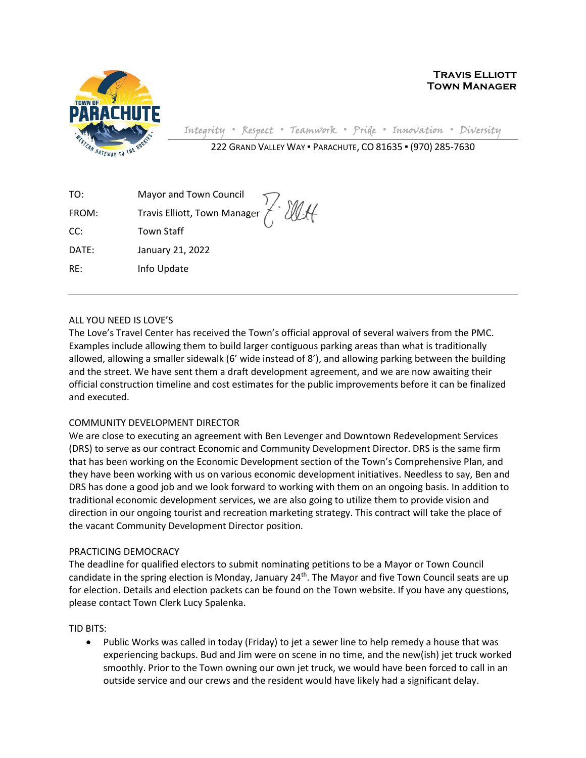**TRAVIS ELLIOTT**
**TOWN MANAGER**

*Integrity ▪ Respect ▪ Teamwork ▪ Pride ▪ Innovation ▪ Diversity*

222 GRAND VALLEY WAY ▪ PARACHUTE, CO 81635 ▪ (970) 285-7630

| | |
|---|---|
| TO: | Mayor and Town Council |
| FROM: | Travis Elliott, Town Manager |
| CC: | Town Staff |
| DATE: | January 21, 2022 |
| RE: | Info Update |

---

ALL YOU NEED IS LOVE'S

The Love's Travel Center has received the Town's official approval of several waivers from the PMC. Examples include allowing them to build larger contiguous parking areas than what is traditionally allowed, allowing a smaller sidewalk (6' wide instead of 8'), and allowing parking between the building and the street. We have sent them a draft development agreement, and we are now awaiting their official construction timeline and cost estimates for the public improvements before it can be finalized and executed.

COMMUNITY DEVELOPMENT DIRECTOR

We are close to executing an agreement with Ben Levenger and Downtown Redevelopment Services (DRS) to serve as our contract Economic and Community Development Director. DRS is the same firm that has been working on the Economic Development section of the Town's Comprehensive Plan, and they have been working with us on various economic development initiatives. Needless to say, Ben and DRS has done a good job and we look forward to working with them on an ongoing basis. In addition to traditional economic development services, we are also going to utilize them to provide vision and direction in our ongoing tourist and recreation marketing strategy. This contract will take the place of the vacant Community Development Director position.

PRACTICING DEMOCRACY

The deadline for qualified electors to submit nominating petitions to be a Mayor or Town Council candidate in the spring election is Monday, January 24th. The Mayor and five Town Council seats are up for election. Details and election packets can be found on the Town website. If you have any questions, please contact Town Clerk Lucy Spalenka.

TID BITS:

- Public Works was called in today (Friday) to jet a sewer line to help remedy a house that was experiencing backups. Bud and Jim were on scene in no time, and the new(ish) jet truck worked smoothly. Prior to the Town owning our own jet truck, we would have been forced to call in an outside service and our crews and the resident would have likely had a significant delay.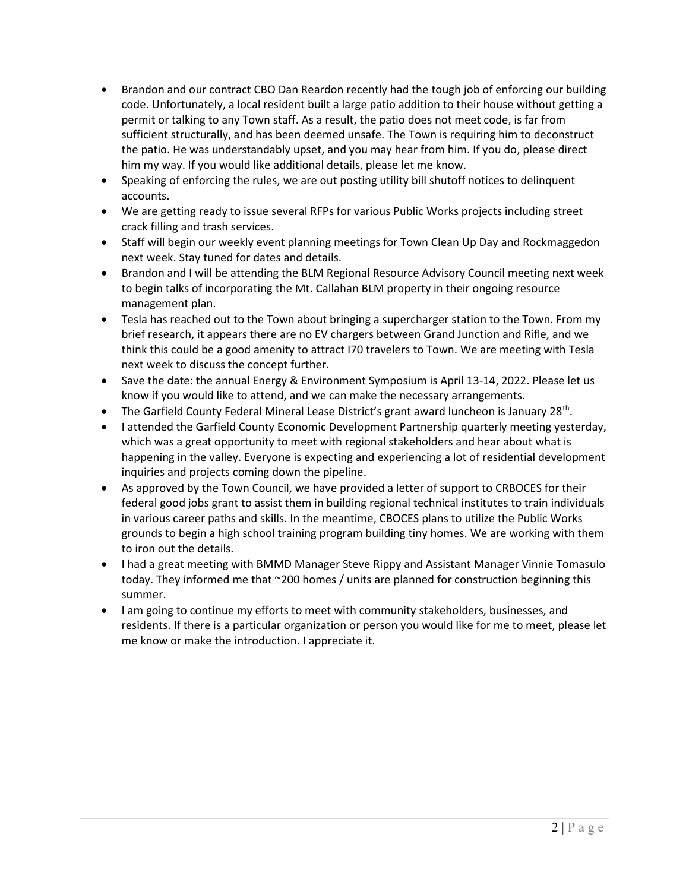- Brandon and our contract CBO Dan Reardon recently had the tough job of enforcing our building code. Unfortunately, a local resident built a large patio addition to their house without getting a permit or talking to any Town staff. As a result, the patio does not meet code, is far from sufficient structurally, and has been deemed unsafe. The Town is requiring him to deconstruct the patio. He was understandably upset, and you may hear from him. If you do, please direct him my way. If you would like additional details, please let me know.
- Speaking of enforcing the rules, we are out posting utility bill shutoff notices to delinquent accounts.
- We are getting ready to issue several RFPs for various Public Works projects including street crack filling and trash services.
- Staff will begin our weekly event planning meetings for Town Clean Up Day and Rockmaggedon next week. Stay tuned for dates and details.
- Brandon and I will be attending the BLM Regional Resource Advisory Council meeting next week to begin talks of incorporating the Mt. Callahan BLM property in their ongoing resource management plan.
- Tesla has reached out to the Town about bringing a supercharger station to the Town. From my brief research, it appears there are no EV chargers between Grand Junction and Rifle, and we think this could be a good amenity to attract I70 travelers to Town. We are meeting with Tesla next week to discuss the concept further.
- Save the date: the annual Energy & Environment Symposium is April 13-14, 2022. Please let us know if you would like to attend, and we can make the necessary arrangements.
- The Garfield County Federal Mineral Lease District's grant award luncheon is January 28th.
- I attended the Garfield County Economic Development Partnership quarterly meeting yesterday, which was a great opportunity to meet with regional stakeholders and hear about what is happening in the valley. Everyone is expecting and experiencing a lot of residential development inquiries and projects coming down the pipeline.
- As approved by the Town Council, we have provided a letter of support to CRBOCES for their federal good jobs grant to assist them in building regional technical institutes to train individuals in various career paths and skills. In the meantime, CBOCES plans to utilize the Public Works grounds to begin a high school training program building tiny homes. We are working with them to iron out the details.
- I had a great meeting with BMMD Manager Steve Rippy and Assistant Manager Vinnie Tomasulo today. They informed me that ~200 homes / units are planned for construction beginning this summer.
- I am going to continue my efforts to meet with community stakeholders, businesses, and residents. If there is a particular organization or person you would like for me to meet, please let me know or make the introduction. I appreciate it.